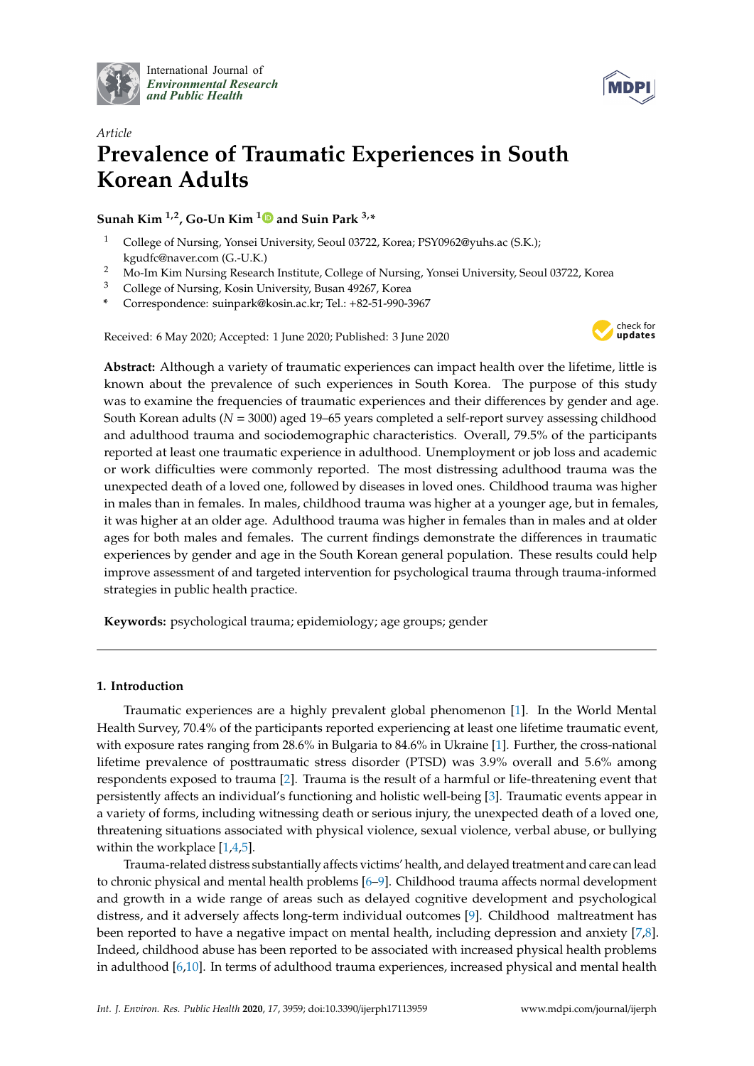International Journal of *Environmental Research and Public Health*

*Article*

# Prevalence of Traumatic Experiences in South Korean Adults

**Sunah Kim [1,2], Go-Un Kim [1] and Suin Park [3,*]**

[1] College of Nursing, Yonsei University, Seoul 03722, Korea; PSY0962@yuhs.ac (S.K.); kgudfc@naver.com (G.-U.K.)

[2] Mo-Im Kim Nursing Research Institute, College of Nursing, Yonsei University, Seoul 03722, Korea

[3] College of Nursing, Kosin University, Busan 49267, Korea

* Correspondence: suinpark@kosin.ac.kr; Tel.: +82-51-990-3967

Received: 6 May 2020; Accepted: 1 June 2020; Published: 3 June 2020

**Abstract:** Although a variety of traumatic experiences can impact health over the lifetime, little is known about the prevalence of such experiences in South Korea. The purpose of this study was to examine the frequencies of traumatic experiences and their differences by gender and age. South Korean adults ($N$ = 3000) aged 19–65 years completed a self-report survey assessing childhood and adulthood trauma and sociodemographic characteristics. Overall, 79.5% of the participants reported at least one traumatic experience in adulthood. Unemployment or job loss and academic or work difficulties were commonly reported. The most distressing adulthood trauma was the unexpected death of a loved one, followed by diseases in loved ones. Childhood trauma was higher in males than in females. In males, childhood trauma was higher at a younger age, but in females, it was higher at an older age. Adulthood trauma was higher in females than in males and at older ages for both males and females. The current findings demonstrate the differences in traumatic experiences by gender and age in the South Korean general population. These results could help improve assessment of and targeted intervention for psychological trauma through trauma-informed strategies in public health practice.

**Keywords:** psychological trauma; epidemiology; age groups; gender

## 1. Introduction

Traumatic experiences are a highly prevalent global phenomenon [1]. In the World Mental Health Survey, 70.4% of the participants reported experiencing at least one lifetime traumatic event, with exposure rates ranging from 28.6% in Bulgaria to 84.6% in Ukraine [1]. Further, the cross-national lifetime prevalence of posttraumatic stress disorder (PTSD) was 3.9% overall and 5.6% among respondents exposed to trauma [2]. Trauma is the result of a harmful or life-threatening event that persistently affects an individual's functioning and holistic well-being [3]. Traumatic events appear in a variety of forms, including witnessing death or serious injury, the unexpected death of a loved one, threatening situations associated with physical violence, sexual violence, verbal abuse, or bullying within the workplace [1,4,5].

Trauma-related distress substantially affects victims' health, and delayed treatment and care can lead to chronic physical and mental health problems [6–9]. Childhood trauma affects normal development and growth in a wide range of areas such as delayed cognitive development and psychological distress, and it adversely affects long-term individual outcomes [9]. Childhood maltreatment has been reported to have a negative impact on mental health, including depression and anxiety [7,8]. Indeed, childhood abuse has been reported to be associated with increased physical health problems in adulthood [6,10]. In terms of adulthood trauma experiences, increased physical and mental health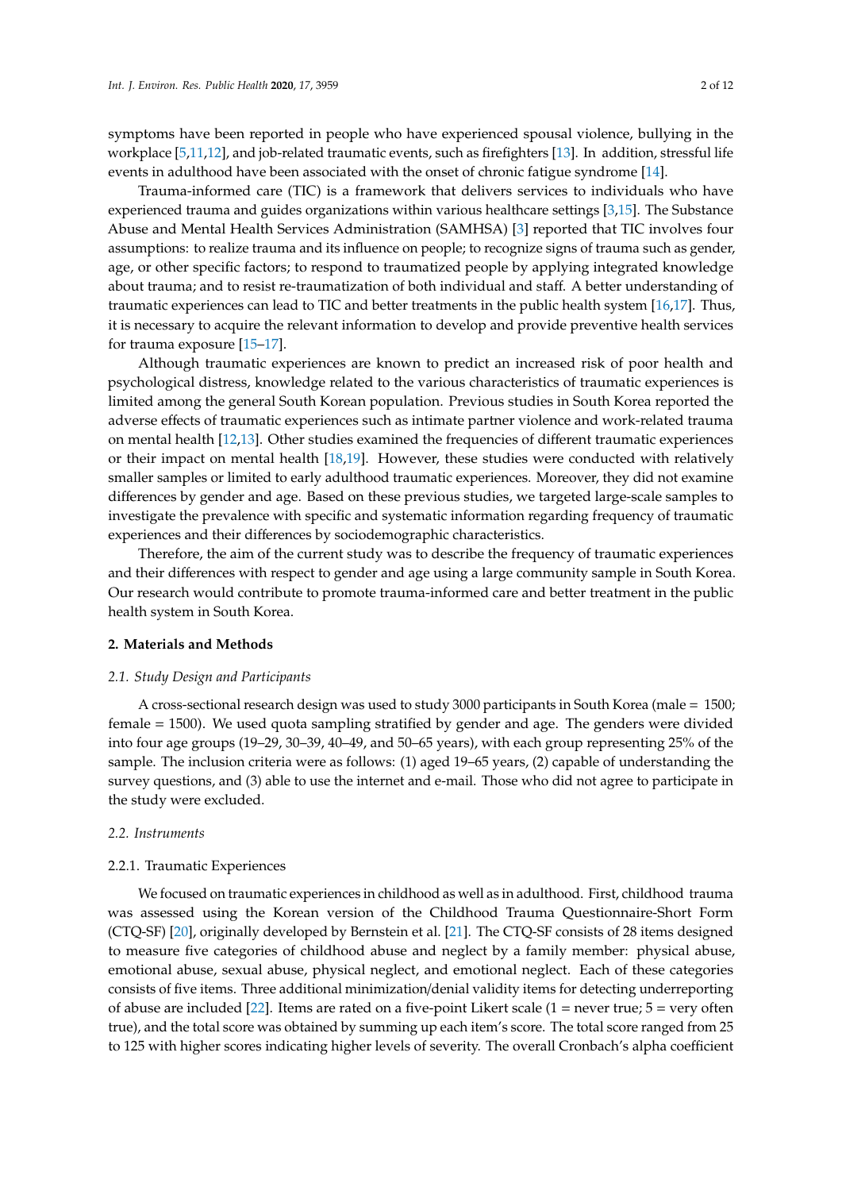symptoms have been reported in people who have experienced spousal violence, bullying in the workplace [5,11,12], and job-related traumatic events, such as firefighters [13]. In addition, stressful life events in adulthood have been associated with the onset of chronic fatigue syndrome [14].

Trauma-informed care (TIC) is a framework that delivers services to individuals who have experienced trauma and guides organizations within various healthcare settings [3,15]. The Substance Abuse and Mental Health Services Administration (SAMHSA) [3] reported that TIC involves four assumptions: to realize trauma and its influence on people; to recognize signs of trauma such as gender, age, or other specific factors; to respond to traumatized people by applying integrated knowledge about trauma; and to resist re-traumatization of both individual and staff. A better understanding of traumatic experiences can lead to TIC and better treatments in the public health system [16,17]. Thus, it is necessary to acquire the relevant information to develop and provide preventive health services for trauma exposure [15–17].

Although traumatic experiences are known to predict an increased risk of poor health and psychological distress, knowledge related to the various characteristics of traumatic experiences is limited among the general South Korean population. Previous studies in South Korea reported the adverse effects of traumatic experiences such as intimate partner violence and work-related trauma on mental health [12,13]. Other studies examined the frequencies of different traumatic experiences or their impact on mental health [18,19]. However, these studies were conducted with relatively smaller samples or limited to early adulthood traumatic experiences. Moreover, they did not examine differences by gender and age. Based on these previous studies, we targeted large-scale samples to investigate the prevalence with specific and systematic information regarding frequency of traumatic experiences and their differences by sociodemographic characteristics.

Therefore, the aim of the current study was to describe the frequency of traumatic experiences and their differences with respect to gender and age using a large community sample in South Korea. Our research would contribute to promote trauma-informed care and better treatment in the public health system in South Korea.

## 2. Materials and Methods

### 2.1. Study Design and Participants

A cross-sectional research design was used to study 3000 participants in South Korea (male = 1500; female = 1500). We used quota sampling stratified by gender and age. The genders were divided into four age groups (19–29, 30–39, 40–49, and 50–65 years), with each group representing 25% of the sample. The inclusion criteria were as follows: (1) aged 19–65 years, (2) capable of understanding the survey questions, and (3) able to use the internet and e-mail. Those who did not agree to participate in the study were excluded.

### 2.2. Instruments

#### 2.2.1. Traumatic Experiences

We focused on traumatic experiences in childhood as well as in adulthood. First, childhood trauma was assessed using the Korean version of the Childhood Trauma Questionnaire-Short Form (CTQ-SF) [20], originally developed by Bernstein et al. [21]. The CTQ-SF consists of 28 items designed to measure five categories of childhood abuse and neglect by a family member: physical abuse, emotional abuse, sexual abuse, physical neglect, and emotional neglect. Each of these categories consists of five items. Three additional minimization/denial validity items for detecting underreporting of abuse are included [22]. Items are rated on a five-point Likert scale (1 = never true; 5 = very often true), and the total score was obtained by summing up each item's score. The total score ranged from 25 to 125 with higher scores indicating higher levels of severity. The overall Cronbach's alpha coefficient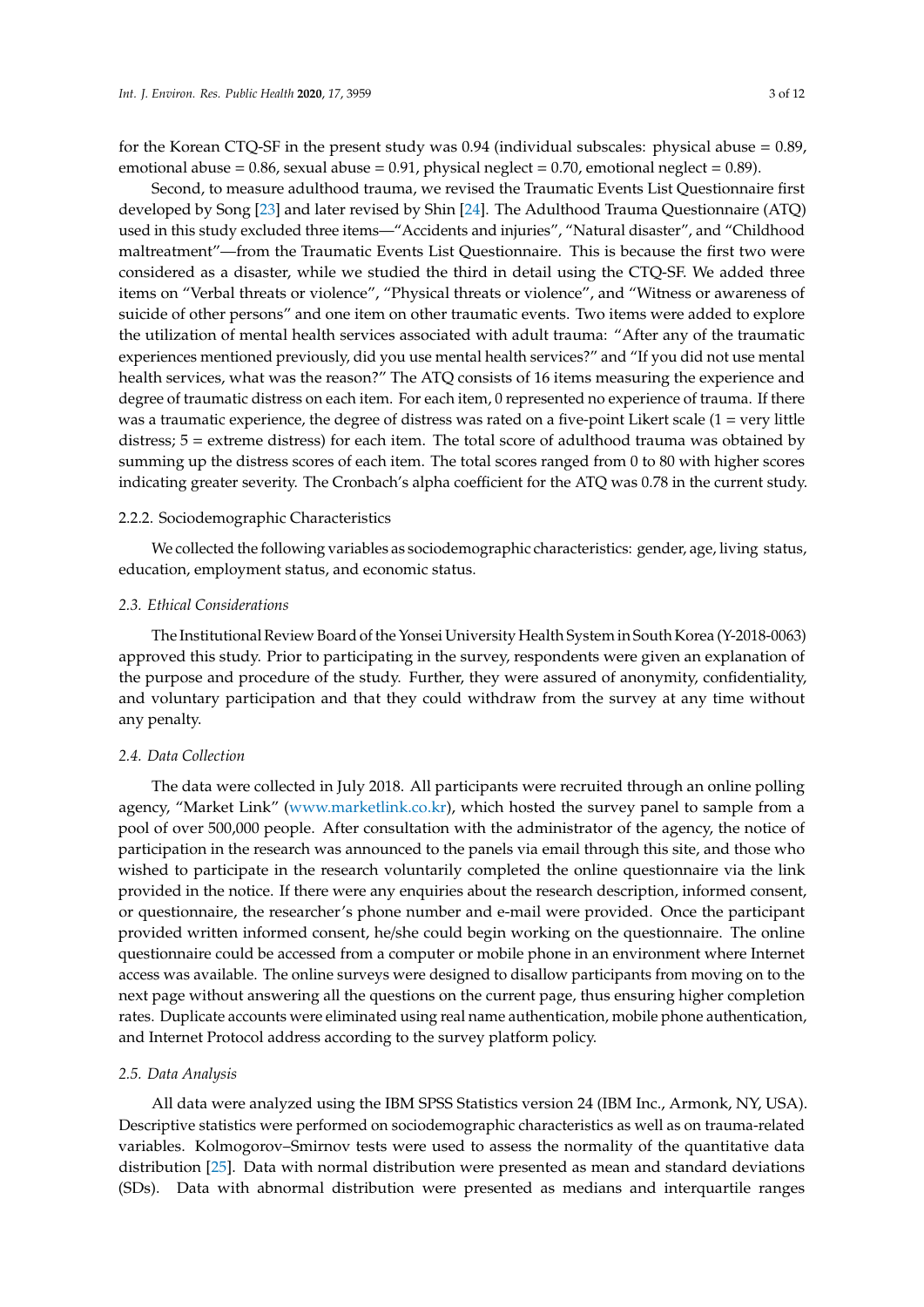for the Korean CTQ-SF in the present study was 0.94 (individual subscales: physical abuse = 0.89, emotional abuse = 0.86, sexual abuse = 0.91, physical neglect = 0.70, emotional neglect = 0.89).

Second, to measure adulthood trauma, we revised the Traumatic Events List Questionnaire first developed by Song [23] and later revised by Shin [24]. The Adulthood Trauma Questionnaire (ATQ) used in this study excluded three items—"Accidents and injuries", "Natural disaster", and "Childhood maltreatment"—from the Traumatic Events List Questionnaire. This is because the first two were considered as a disaster, while we studied the third in detail using the CTQ-SF. We added three items on "Verbal threats or violence", "Physical threats or violence", and "Witness or awareness of suicide of other persons" and one item on other traumatic events. Two items were added to explore the utilization of mental health services associated with adult trauma: "After any of the traumatic experiences mentioned previously, did you use mental health services?" and "If you did not use mental health services, what was the reason?" The ATQ consists of 16 items measuring the experience and degree of traumatic distress on each item. For each item, 0 represented no experience of trauma. If there was a traumatic experience, the degree of distress was rated on a five-point Likert scale (1 = very little distress; 5 = extreme distress) for each item. The total score of adulthood trauma was obtained by summing up the distress scores of each item. The total scores ranged from 0 to 80 with higher scores indicating greater severity. The Cronbach's alpha coefficient for the ATQ was 0.78 in the current study.

#### 2.2.2. Sociodemographic Characteristics

We collected the following variables as sociodemographic characteristics: gender, age, living status, education, employment status, and economic status.

### *2.3. Ethical Considerations*

The Institutional Review Board of the Yonsei University Health System in South Korea (Y-2018-0063) approved this study. Prior to participating in the survey, respondents were given an explanation of the purpose and procedure of the study. Further, they were assured of anonymity, confidentiality, and voluntary participation and that they could withdraw from the survey at any time without any penalty.

### *2.4. Data Collection*

The data were collected in July 2018. All participants were recruited through an online polling agency, "Market Link" (www.marketlink.co.kr), which hosted the survey panel to sample from a pool of over 500,000 people. After consultation with the administrator of the agency, the notice of participation in the research was announced to the panels via email through this site, and those who wished to participate in the research voluntarily completed the online questionnaire via the link provided in the notice. If there were any enquiries about the research description, informed consent, or questionnaire, the researcher's phone number and e-mail were provided. Once the participant provided written informed consent, he/she could begin working on the questionnaire. The online questionnaire could be accessed from a computer or mobile phone in an environment where Internet access was available. The online surveys were designed to disallow participants from moving on to the next page without answering all the questions on the current page, thus ensuring higher completion rates. Duplicate accounts were eliminated using real name authentication, mobile phone authentication, and Internet Protocol address according to the survey platform policy.

### *2.5. Data Analysis*

All data were analyzed using the IBM SPSS Statistics version 24 (IBM Inc., Armonk, NY, USA). Descriptive statistics were performed on sociodemographic characteristics as well as on trauma-related variables. Kolmogorov–Smirnov tests were used to assess the normality of the quantitative data distribution [25]. Data with normal distribution were presented as mean and standard deviations (SDs). Data with abnormal distribution were presented as medians and interquartile ranges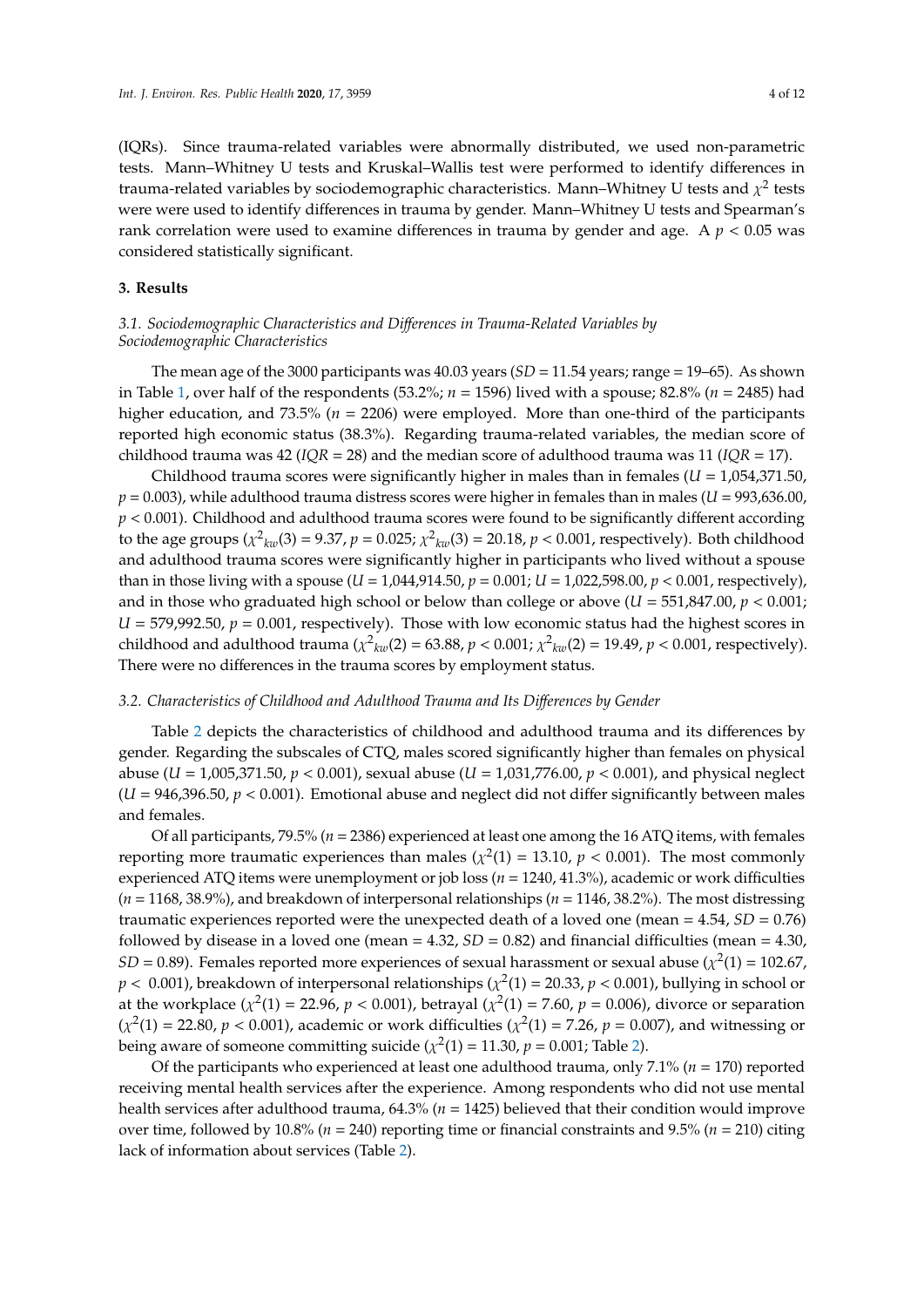(IQRs). Since trauma-related variables were abnormally distributed, we used non-parametric tests. Mann–Whitney U tests and Kruskal–Wallis test were performed to identify differences in trauma-related variables by sociodemographic characteristics. Mann–Whitney U tests and $\chi^2$ tests were were used to identify differences in trauma by gender. Mann–Whitney U tests and Spearman's rank correlation were used to examine differences in trauma by gender and age. A $p < 0.05$ was considered statistically significant.

## 3. Results

### 3.1. Sociodemographic Characteristics and Differences in Trauma-Related Variables by Sociodemographic Characteristics

The mean age of the 3000 participants was 40.03 years (*SD* = 11.54 years; range = 19–65). As shown in Table 1, over half of the respondents (53.2%; *n* = 1596) lived with a spouse; 82.8% (*n* = 2485) had higher education, and 73.5% (*n* = 2206) were employed. More than one-third of the participants reported high economic status (38.3%). Regarding trauma-related variables, the median score of childhood trauma was 42 (*IQR* = 28) and the median score of adulthood trauma was 11 (*IQR* = 17).

Childhood trauma scores were significantly higher in males than in females ($U$ = 1,054,371.50, $p = 0.003$), while adulthood trauma distress scores were higher in females than in males ($U$ = 993,636.00, $p < 0.001$). Childhood and adulthood trauma scores were found to be significantly different according to the age groups ($\chi^2_{kw}(3) = 9.37$, $p = 0.025$; $\chi^2_{kw}(3) = 20.18$, $p < 0.001$, respectively). Both childhood and adulthood trauma scores were significantly higher in participants who lived without a spouse than in those living with a spouse ($U$ = 1,044,914.50, $p = 0.001$; $U$ = 1,022,598.00, $p < 0.001$, respectively), and in those who graduated high school or below than college or above ($U$ = 551,847.00, $p < 0.001$; $U$ = 579,992.50, $p = 0.001$, respectively). Those with low economic status had the highest scores in childhood and adulthood trauma ($\chi^2_{kw}(2) = 63.88$, $p < 0.001$; $\chi^2_{kw}(2) = 19.49$, $p < 0.001$, respectively). There were no differences in the trauma scores by employment status.

### 3.2. Characteristics of Childhood and Adulthood Trauma and Its Differences by Gender

Table 2 depicts the characteristics of childhood and adulthood trauma and its differences by gender. Regarding the subscales of CTQ, males scored significantly higher than females on physical abuse ($U$ = 1,005,371.50, $p < 0.001$), sexual abuse ($U$ = 1,031,776.00, $p < 0.001$), and physical neglect ($U$ = 946,396.50, $p < 0.001$). Emotional abuse and neglect did not differ significantly between males and females.

Of all participants, 79.5% (*n* = 2386) experienced at least one among the 16 ATQ items, with females reporting more traumatic experiences than males ($\chi^2(1) = 13.10$, $p < 0.001$). The most commonly experienced ATQ items were unemployment or job loss (*n* = 1240, 41.3%), academic or work difficulties (*n* = 1168, 38.9%), and breakdown of interpersonal relationships (*n* = 1146, 38.2%). The most distressing traumatic experiences reported were the unexpected death of a loved one (mean = 4.54, *SD* = 0.76) followed by disease in a loved one (mean = 4.32, *SD* = 0.82) and financial difficulties (mean = 4.30, *SD* = 0.89). Females reported more experiences of sexual harassment or sexual abuse ($\chi^2(1) = 102.67$, $p < 0.001$), breakdown of interpersonal relationships ($\chi^2(1) = 20.33$, $p < 0.001$), bullying in school or at the workplace ($\chi^2(1) = 22.96$, $p < 0.001$), betrayal ($\chi^2(1) = 7.60$, $p = 0.006$), divorce or separation ($\chi^2(1) = 22.80$, $p < 0.001$), academic or work difficulties ($\chi^2(1) = 7.26$, $p = 0.007$), and witnessing or being aware of someone committing suicide ($\chi^2(1) = 11.30$, $p = 0.001$; Table 2).

Of the participants who experienced at least one adulthood trauma, only 7.1% (*n* = 170) reported receiving mental health services after the experience. Among respondents who did not use mental health services after adulthood trauma, 64.3% (*n* = 1425) believed that their condition would improve over time, followed by 10.8% (*n* = 240) reporting time or financial constraints and 9.5% (*n* = 210) citing lack of information about services (Table 2).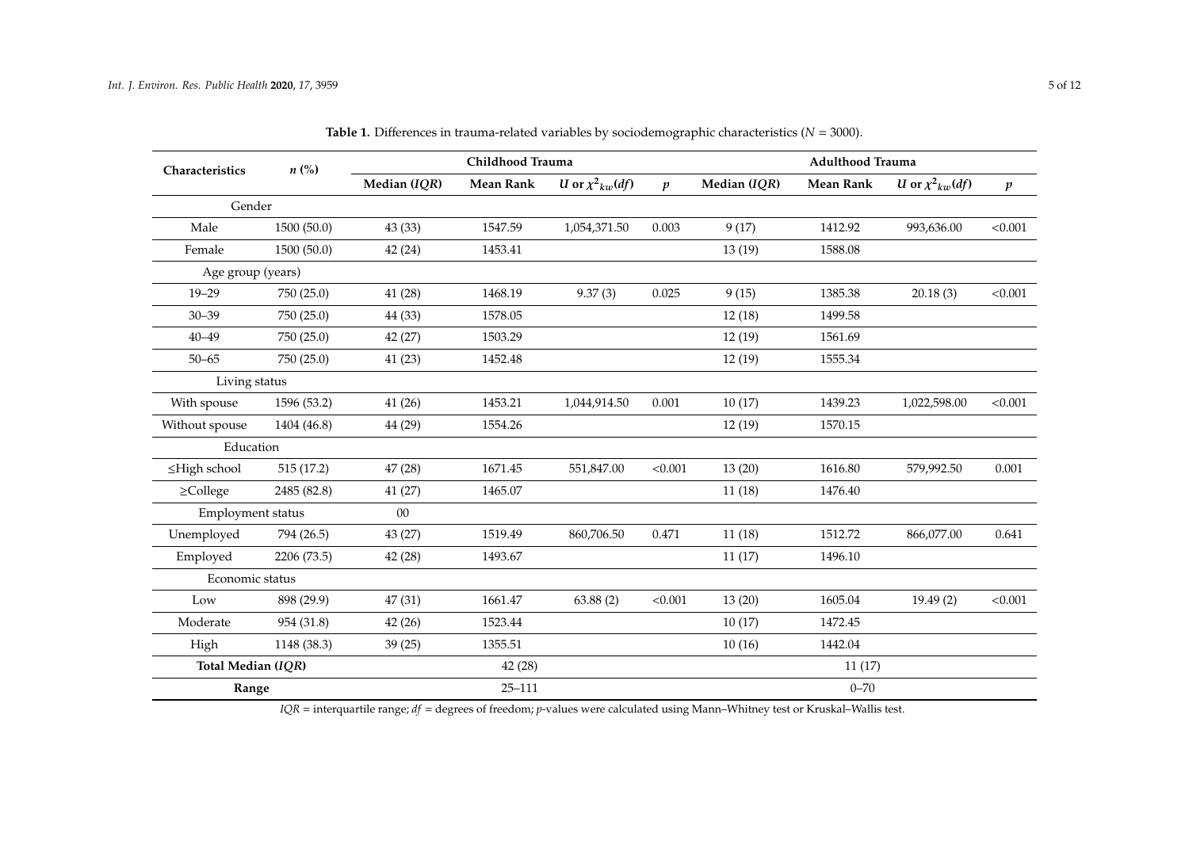**Table 1.** Differences in trauma-related variables by sociodemographic characteristics ($N$ = 3000).

| Characteristics | $n$ (%) | Childhood Trauma | | | | Adulthood Trauma | | | |
|---|---|---|---|---|---|---|---|---|---|
| | | Median ($IQR$) | Mean Rank | $U$ or $\chi^2_{kw}(df)$ | $p$ | Median ($IQR$) | Mean Rank | $U$ or $\chi^2_{kw}(df)$ | $p$ |
| Gender | | | | | | | | | |
| Male | 1500 (50.0) | 43 (33) | 1547.59 | 1,054,371.50 | 0.003 | 9 (17) | 1412.92 | 993,636.00 | <0.001 |
| Female | 1500 (50.0) | 42 (24) | 1453.41 | | | 13 (19) | 1588.08 | | |
| Age group (years) | | | | | | | | | |
| 19–29 | 750 (25.0) | 41 (28) | 1468.19 | 9.37 (3) | 0.025 | 9 (15) | 1385.38 | 20.18 (3) | <0.001 |
| 30–39 | 750 (25.0) | 44 (33) | 1578.05 | | | 12 (18) | 1499.58 | | |
| 40–49 | 750 (25.0) | 42 (27) | 1503.29 | | | 12 (19) | 1561.69 | | |
| 50–65 | 750 (25.0) | 41 (23) | 1452.48 | | | 12 (19) | 1555.34 | | |
| Living status | | | | | | | | | |
| With spouse | 1596 (53.2) | 41 (26) | 1453.21 | 1,044,914.50 | 0.001 | 10 (17) | 1439.23 | 1,022,598.00 | <0.001 |
| Without spouse | 1404 (46.8) | 44 (29) | 1554.26 | | | 12 (19) | 1570.15 | | |
| Education | | | | | | | | | |
| ≤High school | 515 (17.2) | 47 (28) | 1671.45 | 551,847.00 | <0.001 | 13 (20) | 1616.80 | 579,992.50 | 0.001 |
| ≥College | 2485 (82.8) | 41 (27) | 1465.07 | | | 11 (18) | 1476.40 | | |
| Employment status | 00 | | | | | | | | |
| Unemployed | 794 (26.5) | 43 (27) | 1519.49 | 860,706.50 | 0.471 | 11 (18) | 1512.72 | 866,077.00 | 0.641 |
| Employed | 2206 (73.5) | 42 (28) | 1493.67 | | | 11 (17) | 1496.10 | | |
| Economic status | | | | | | | | | |
| Low | 898 (29.9) | 47 (31) | 1661.47 | 63.88 (2) | <0.001 | 13 (20) | 1605.04 | 19.49 (2) | <0.001 |
| Moderate | 954 (31.8) | 42 (26) | 1523.44 | | | 10 (17) | 1472.45 | | |
| High | 1148 (38.3) | 39 (25) | 1355.51 | | | 10 (16) | 1442.04 | | |
| **Total Median (*IQR*)** | | 42 (28) | | | | 11 (17) | | | |
| **Range** | | 25–111 | | | | 0–70 | | | |

$IQR$ = interquartile range; $df$ = degrees of freedom; $p$-values were calculated using Mann–Whitney test or Kruskal–Wallis test.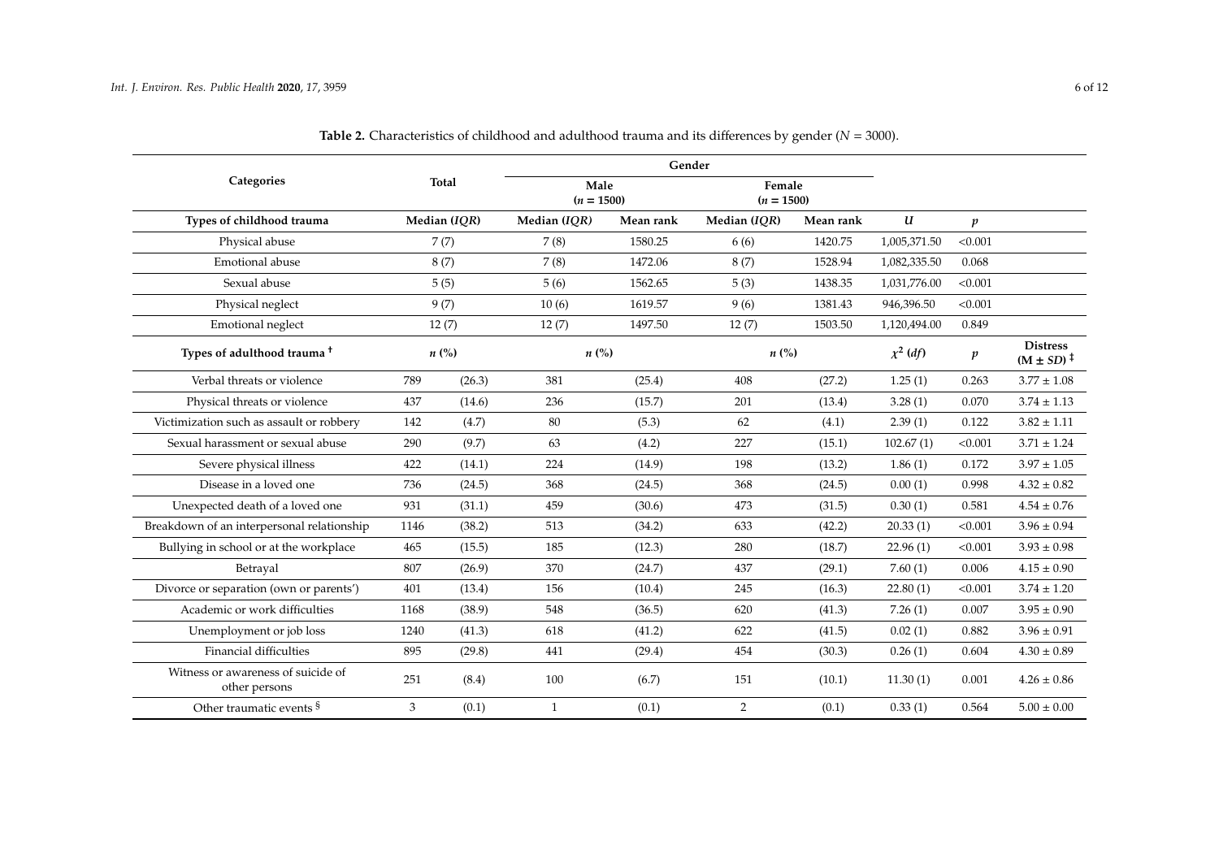**Table 2.** Characteristics of childhood and adulthood trauma and its differences by gender ($N$ = 3000).

| Categories | Total | | Gender | | | | | | |
|---|---|---|---|---|---|---|---|---|---|
| | | | Male ($n$ = 1500) | | Female ($n$ = 1500) | | | | |
| **Types of childhood trauma** | **Median (*IQR*)** | | **Median (*IQR*)** | **Mean rank** | **Median (*IQR*)** | **Mean rank** | $U$ | $p$ | |
| Physical abuse | 7 (7) | | 7 (8) | 1580.25 | 6 (6) | 1420.75 | 1,005,371.50 | <0.001 | |
| Emotional abuse | 8 (7) | | 7 (8) | 1472.06 | 8 (7) | 1528.94 | 1,082,335.50 | 0.068 | |
| Sexual abuse | 5 (5) | | 5 (6) | 1562.65 | 5 (3) | 1438.35 | 1,031,776.00 | <0.001 | |
| Physical neglect | 9 (7) | | 10 (6) | 1619.57 | 9 (6) | 1381.43 | 946,396.50 | <0.001 | |
| Emotional neglect | 12 (7) | | 12 (7) | 1497.50 | 12 (7) | 1503.50 | 1,120,494.00 | 0.849 | |
| **Types of adulthood trauma** [†] | ***n* (%)** | | ***n* (%)** | | ***n* (%)** | | $\chi^2$ ($df$) | $p$ | **Distress (M ± *SD*)** [‡] |
| Verbal threats or violence | 789 | (26.3) | 381 | (25.4) | 408 | (27.2) | 1.25 (1) | 0.263 | 3.77 ± 1.08 |
| Physical threats or violence | 437 | (14.6) | 236 | (15.7) | 201 | (13.4) | 3.28 (1) | 0.070 | 3.74 ± 1.13 |
| Victimization such as assault or robbery | 142 | (4.7) | 80 | (5.3) | 62 | (4.1) | 2.39 (1) | 0.122 | 3.82 ± 1.11 |
| Sexual harassment or sexual abuse | 290 | (9.7) | 63 | (4.2) | 227 | (15.1) | 102.67 (1) | <0.001 | 3.71 ± 1.24 |
| Severe physical illness | 422 | (14.1) | 224 | (14.9) | 198 | (13.2) | 1.86 (1) | 0.172 | 3.97 ± 1.05 |
| Disease in a loved one | 736 | (24.5) | 368 | (24.5) | 368 | (24.5) | 0.00 (1) | 0.998 | 4.32 ± 0.82 |
| Unexpected death of a loved one | 931 | (31.1) | 459 | (30.6) | 473 | (31.5) | 0.30 (1) | 0.581 | 4.54 ± 0.76 |
| Breakdown of an interpersonal relationship | 1146 | (38.2) | 513 | (34.2) | 633 | (42.2) | 20.33 (1) | <0.001 | 3.96 ± 0.94 |
| Bullying in school or at the workplace | 465 | (15.5) | 185 | (12.3) | 280 | (18.7) | 22.96 (1) | <0.001 | 3.93 ± 0.98 |
| Betrayal | 807 | (26.9) | 370 | (24.7) | 437 | (29.1) | 7.60 (1) | 0.006 | 4.15 ± 0.90 |
| Divorce or separation (own or parents') | 401 | (13.4) | 156 | (10.4) | 245 | (16.3) | 22.80 (1) | <0.001 | 3.74 ± 1.20 |
| Academic or work difficulties | 1168 | (38.9) | 548 | (36.5) | 620 | (41.3) | 7.26 (1) | 0.007 | 3.95 ± 0.90 |
| Unemployment or job loss | 1240 | (41.3) | 618 | (41.2) | 622 | (41.5) | 0.02 (1) | 0.882 | 3.96 ± 0.91 |
| Financial difficulties | 895 | (29.8) | 441 | (29.4) | 454 | (30.3) | 0.26 (1) | 0.604 | 4.30 ± 0.89 |
| Witness or awareness of suicide of other persons | 251 | (8.4) | 100 | (6.7) | 151 | (10.1) | 11.30 (1) | 0.001 | 4.26 ± 0.86 |
| Other traumatic events [§] | 3 | (0.1) | 1 | (0.1) | 2 | (0.1) | 0.33 (1) | 0.564 | 5.00 ± 0.00 |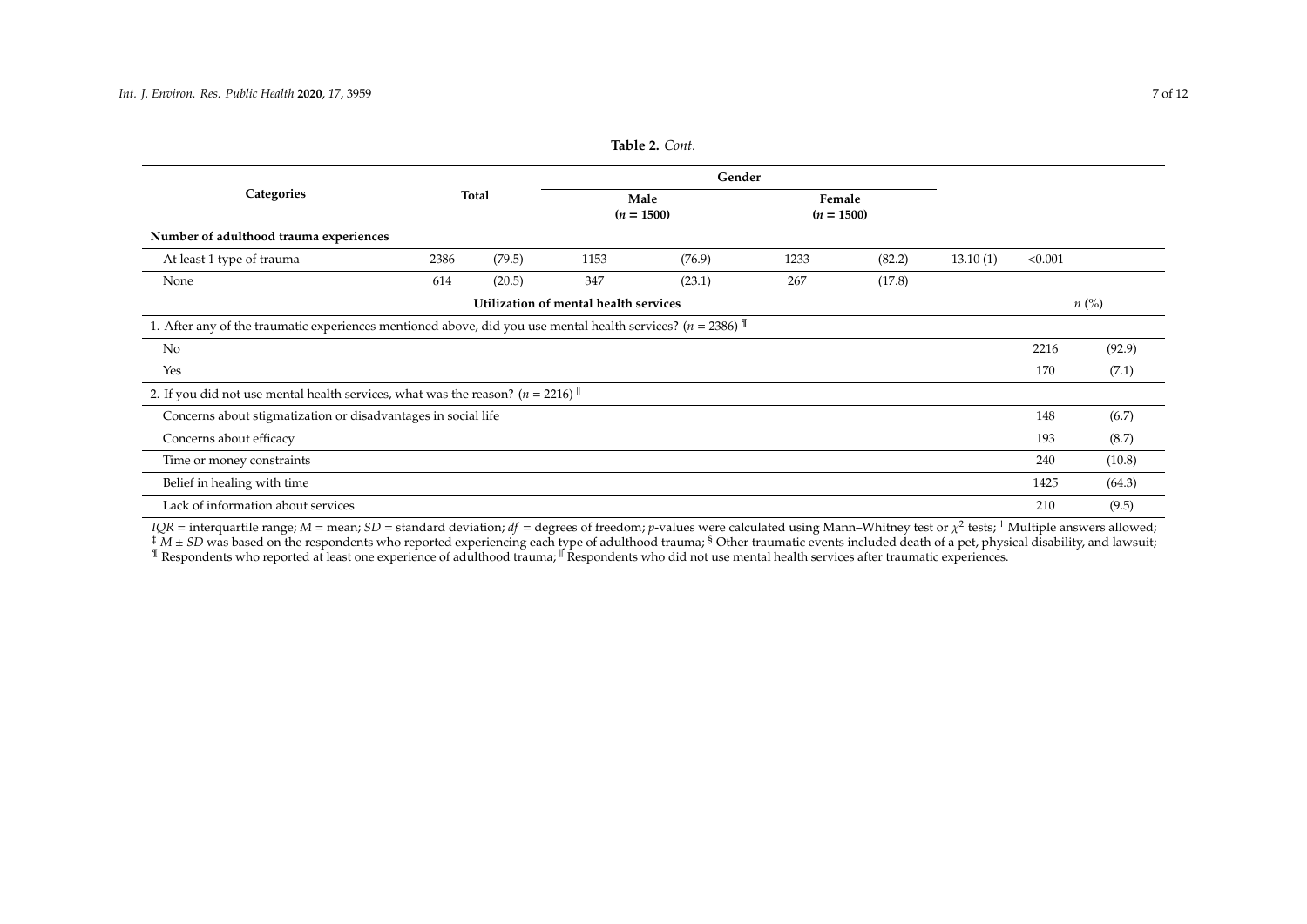**Table 2.** *Cont.*

| Categories | Total | | Gender | | | | | |
|---|---|---|---|---|---|---|---|---|
| | | | Male ($n$ = 1500) | | Female ($n$ = 1500) | | | |
| **Number of adulthood trauma experiences** | | | | | | | | |
| At least 1 type of trauma | 2386 | (79.5) | 1153 | (76.9) | 1233 | (82.2) | 13.10 (1) | <0.001 |
| None | 614 | (20.5) | 347 | (23.1) | 267 | (17.8) | | |
| **Utilization of mental health services** | | | | | | | $n$ (%) | |
| 1. After any of the traumatic experiences mentioned above, did you use mental health services? ($n$ = 2386) [¶] | | | | | | | | |
| No | | | | | | | 2216 | (92.9) |
| Yes | | | | | | | 170 | (7.1) |
| 2. If you did not use mental health services, what was the reason? ($n$ = 2216) [‖] | | | | | | | | |
| Concerns about stigmatization or disadvantages in social life | | | | | | | 148 | (6.7) |
| Concerns about efficacy | | | | | | | 193 | (8.7) |
| Time or money constraints | | | | | | | 240 | (10.8) |
| Belief in healing with time | | | | | | | 1425 | (64.3) |
| Lack of information about services | | | | | | | 210 | (9.5) |

*IQR* = interquartile range; *M* = mean; *SD* = standard deviation; *df* = degrees of freedom; *p*-values were calculated using Mann–Whitney test or $\chi^2$ tests; [†] Multiple answers allowed; [‡] $M \pm SD$ was based on the respondents who reported experiencing each type of adulthood trauma; [§] Other traumatic events included death of a pet, physical disability, and lawsuit; [¶] Respondents who reported at least one experience of adulthood trauma; [‖] Respondents who did not use mental health services after traumatic experiences.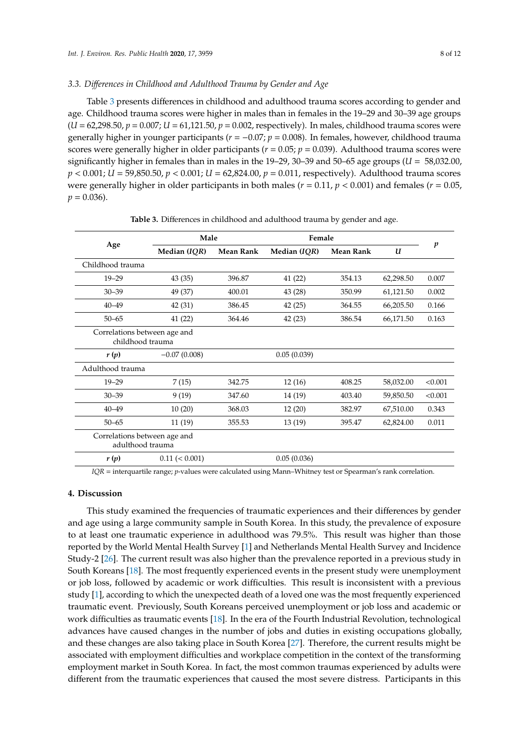### 3.3. Differences in Childhood and Adulthood Trauma by Gender and Age

Table 3 presents differences in childhood and adulthood trauma scores according to gender and age. Childhood trauma scores were higher in males than in females in the 19–29 and 30–39 age groups ($U$ = 62,298.50, $p$ = 0.007; $U$ = 61,121.50, $p$ = 0.002, respectively). In males, childhood trauma scores were generally higher in younger participants ($r$ = −0.07; $p$ = 0.008). In females, however, childhood trauma scores were generally higher in older participants ($r$ = 0.05; $p$ = 0.039). Adulthood trauma scores were significantly higher in females than in males in the 19–29, 30–39 and 50–65 age groups ($U$ = 58,032.00, $p < 0.001$; $U$ = 59,850.50, $p < 0.001$; $U$ = 62,824.00, $p$ = 0.011, respectively). Adulthood trauma scores were generally higher in older participants in both males ($r$ = 0.11, $p < 0.001$) and females ($r$ = 0.05, $p$ = 0.036).

**Table 3.** Differences in childhood and adulthood trauma by gender and age.

| Age | Male | | Female | | | $p$ |
|---|---|---|---|---|---|---|
| | Median (*IQR*) | Mean Rank | Median (*IQR*) | Mean Rank | $U$ | |
| Childhood trauma | | | | | | |
| 19–29 | 43 (35) | 396.87 | 41 (22) | 354.13 | 62,298.50 | 0.007 |
| 30–39 | 49 (37) | 400.01 | 43 (28) | 350.99 | 61,121.50 | 0.002 |
| 40–49 | 42 (31) | 386.45 | 42 (25) | 364.55 | 66,205.50 | 0.166 |
| 50–65 | 41 (22) | 364.46 | 42 (23) | 386.54 | 66,171.50 | 0.163 |
| Correlations between age and childhood trauma | | | | | | |
| ***r* (*p*)** | −0.07 (0.008) | | 0.05 (0.039) | | | |
| Adulthood trauma | | | | | | |
| 19–29 | 7 (15) | 342.75 | 12 (16) | 408.25 | 58,032.00 | <0.001 |
| 30–39 | 9 (19) | 347.60 | 14 (19) | 403.40 | 59,850.50 | <0.001 |
| 40–49 | 10 (20) | 368.03 | 12 (20) | 382.97 | 67,510.00 | 0.343 |
| 50–65 | 11 (19) | 355.53 | 13 (19) | 395.47 | 62,824.00 | 0.011 |
| Correlations between age and adulthood trauma | | | | | | |
| ***r* (*p*)** | 0.11 (< 0.001) | | 0.05 (0.036) | | | |

*IQR* = interquartile range; $p$-values were calculated using Mann–Whitney test or Spearman's rank correlation.

## 4. Discussion

This study examined the frequencies of traumatic experiences and their differences by gender and age using a large community sample in South Korea. In this study, the prevalence of exposure to at least one traumatic experience in adulthood was 79.5%. This result was higher than those reported by the World Mental Health Survey [1] and Netherlands Mental Health Survey and Incidence Study-2 [26]. The current result was also higher than the prevalence reported in a previous study in South Koreans [18]. The most frequently experienced events in the present study were unemployment or job loss, followed by academic or work difficulties. This result is inconsistent with a previous study [1], according to which the unexpected death of a loved one was the most frequently experienced traumatic event. Previously, South Koreans perceived unemployment or job loss and academic or work difficulties as traumatic events [18]. In the era of the Fourth Industrial Revolution, technological advances have caused changes in the number of jobs and duties in existing occupations globally, and these changes are also taking place in South Korea [27]. Therefore, the current results might be associated with employment difficulties and workplace competition in the context of the transforming employment market in South Korea. In fact, the most common traumas experienced by adults were different from the traumatic experiences that caused the most severe distress. Participants in this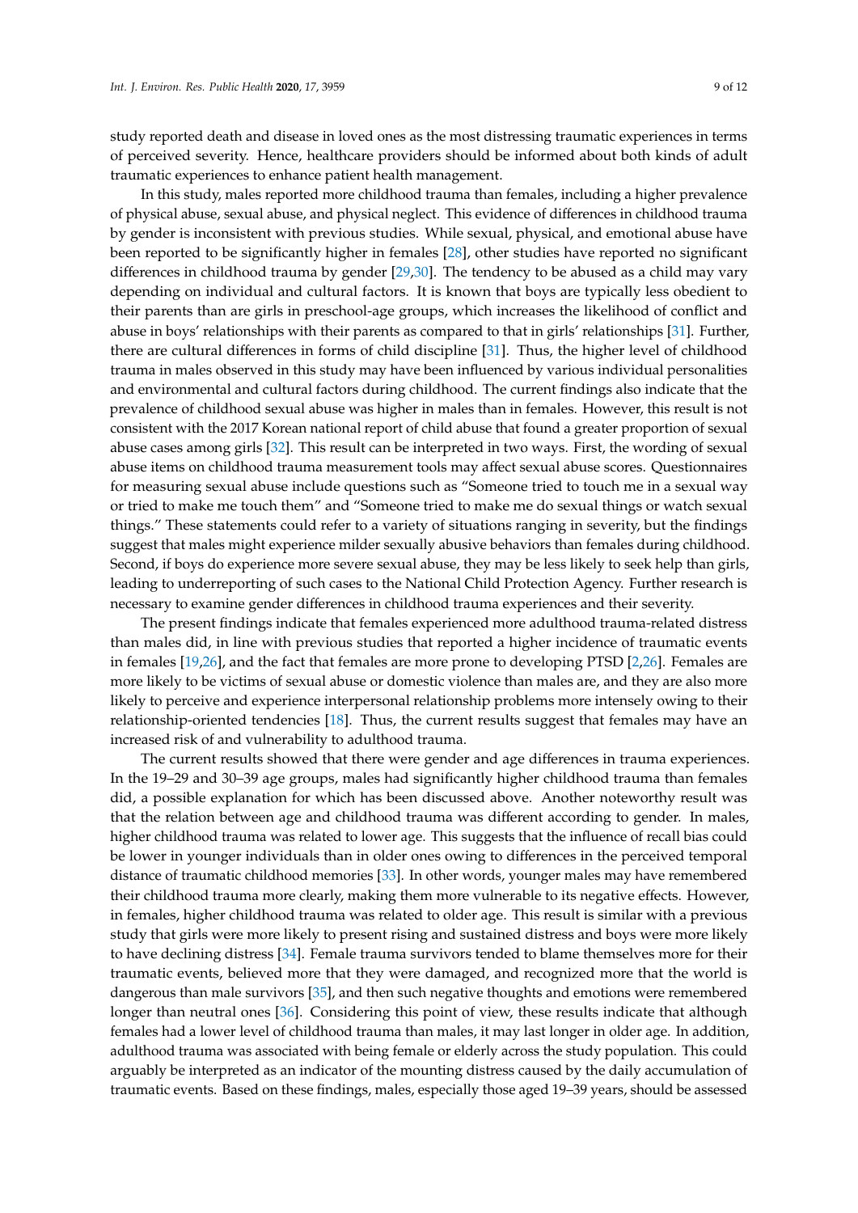study reported death and disease in loved ones as the most distressing traumatic experiences in terms of perceived severity. Hence, healthcare providers should be informed about both kinds of adult traumatic experiences to enhance patient health management.

In this study, males reported more childhood trauma than females, including a higher prevalence of physical abuse, sexual abuse, and physical neglect. This evidence of differences in childhood trauma by gender is inconsistent with previous studies. While sexual, physical, and emotional abuse have been reported to be significantly higher in females [28], other studies have reported no significant differences in childhood trauma by gender [29,30]. The tendency to be abused as a child may vary depending on individual and cultural factors. It is known that boys are typically less obedient to their parents than are girls in preschool-age groups, which increases the likelihood of conflict and abuse in boys' relationships with their parents as compared to that in girls' relationships [31]. Further, there are cultural differences in forms of child discipline [31]. Thus, the higher level of childhood trauma in males observed in this study may have been influenced by various individual personalities and environmental and cultural factors during childhood. The current findings also indicate that the prevalence of childhood sexual abuse was higher in males than in females. However, this result is not consistent with the 2017 Korean national report of child abuse that found a greater proportion of sexual abuse cases among girls [32]. This result can be interpreted in two ways. First, the wording of sexual abuse items on childhood trauma measurement tools may affect sexual abuse scores. Questionnaires for measuring sexual abuse include questions such as "Someone tried to touch me in a sexual way or tried to make me touch them" and "Someone tried to make me do sexual things or watch sexual things." These statements could refer to a variety of situations ranging in severity, but the findings suggest that males might experience milder sexually abusive behaviors than females during childhood. Second, if boys do experience more severe sexual abuse, they may be less likely to seek help than girls, leading to underreporting of such cases to the National Child Protection Agency. Further research is necessary to examine gender differences in childhood trauma experiences and their severity.

The present findings indicate that females experienced more adulthood trauma-related distress than males did, in line with previous studies that reported a higher incidence of traumatic events in females [19,26], and the fact that females are more prone to developing PTSD [2,26]. Females are more likely to be victims of sexual abuse or domestic violence than males are, and they are also more likely to perceive and experience interpersonal relationship problems more intensely owing to their relationship-oriented tendencies [18]. Thus, the current results suggest that females may have an increased risk of and vulnerability to adulthood trauma.

The current results showed that there were gender and age differences in trauma experiences. In the 19–29 and 30–39 age groups, males had significantly higher childhood trauma than females did, a possible explanation for which has been discussed above. Another noteworthy result was that the relation between age and childhood trauma was different according to gender. In males, higher childhood trauma was related to lower age. This suggests that the influence of recall bias could be lower in younger individuals than in older ones owing to differences in the perceived temporal distance of traumatic childhood memories [33]. In other words, younger males may have remembered their childhood trauma more clearly, making them more vulnerable to its negative effects. However, in females, higher childhood trauma was related to older age. This result is similar with a previous study that girls were more likely to present rising and sustained distress and boys were more likely to have declining distress [34]. Female trauma survivors tended to blame themselves more for their traumatic events, believed more that they were damaged, and recognized more that the world is dangerous than male survivors [35], and then such negative thoughts and emotions were remembered longer than neutral ones [36]. Considering this point of view, these results indicate that although females had a lower level of childhood trauma than males, it may last longer in older age. In addition, adulthood trauma was associated with being female or elderly across the study population. This could arguably be interpreted as an indicator of the mounting distress caused by the daily accumulation of traumatic events. Based on these findings, males, especially those aged 19–39 years, should be assessed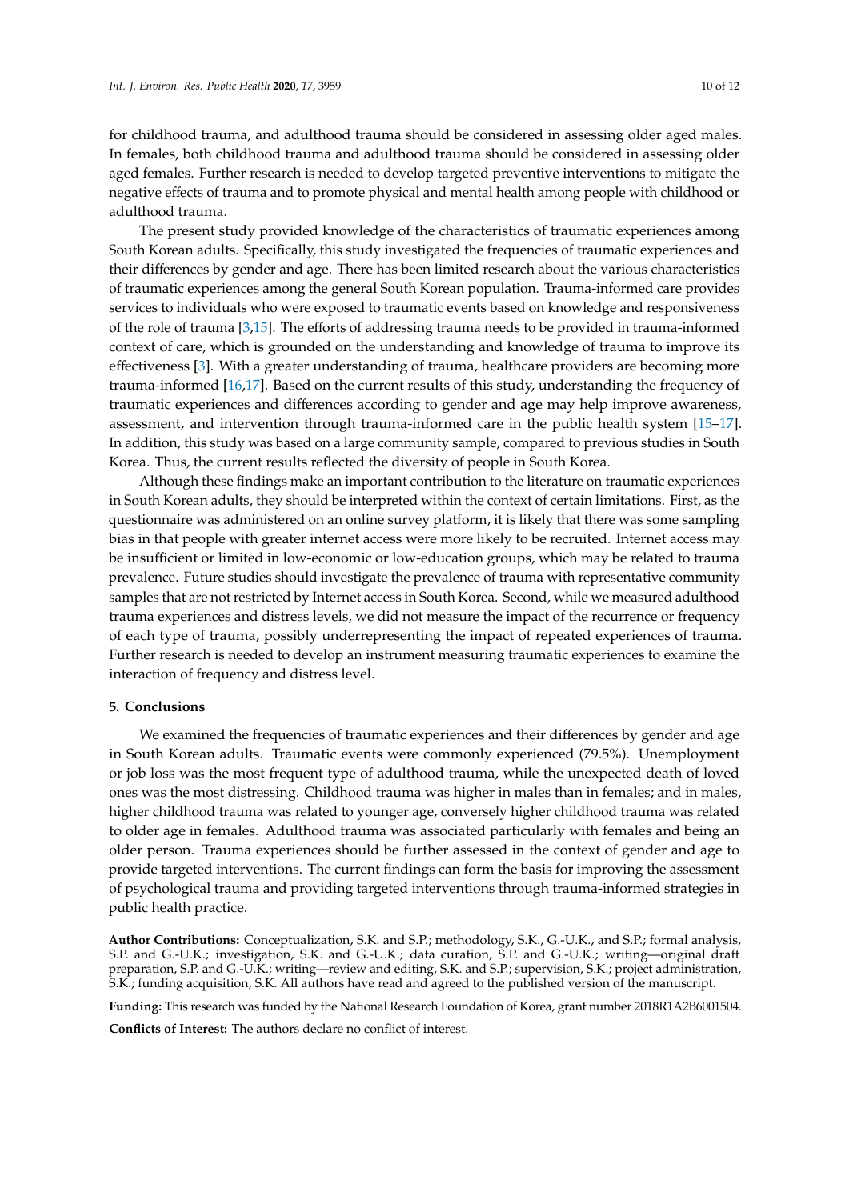for childhood trauma, and adulthood trauma should be considered in assessing older aged males. In females, both childhood trauma and adulthood trauma should be considered in assessing older aged females. Further research is needed to develop targeted preventive interventions to mitigate the negative effects of trauma and to promote physical and mental health among people with childhood or adulthood trauma.

The present study provided knowledge of the characteristics of traumatic experiences among South Korean adults. Specifically, this study investigated the frequencies of traumatic experiences and their differences by gender and age. There has been limited research about the various characteristics of traumatic experiences among the general South Korean population. Trauma-informed care provides services to individuals who were exposed to traumatic events based on knowledge and responsiveness of the role of trauma [3,15]. The efforts of addressing trauma needs to be provided in trauma-informed context of care, which is grounded on the understanding and knowledge of trauma to improve its effectiveness [3]. With a greater understanding of trauma, healthcare providers are becoming more trauma-informed [16,17]. Based on the current results of this study, understanding the frequency of traumatic experiences and differences according to gender and age may help improve awareness, assessment, and intervention through trauma-informed care in the public health system [15–17]. In addition, this study was based on a large community sample, compared to previous studies in South Korea. Thus, the current results reflected the diversity of people in South Korea.

Although these findings make an important contribution to the literature on traumatic experiences in South Korean adults, they should be interpreted within the context of certain limitations. First, as the questionnaire was administered on an online survey platform, it is likely that there was some sampling bias in that people with greater internet access were more likely to be recruited. Internet access may be insufficient or limited in low-economic or low-education groups, which may be related to trauma prevalence. Future studies should investigate the prevalence of trauma with representative community samples that are not restricted by Internet access in South Korea. Second, while we measured adulthood trauma experiences and distress levels, we did not measure the impact of the recurrence or frequency of each type of trauma, possibly underrepresenting the impact of repeated experiences of trauma. Further research is needed to develop an instrument measuring traumatic experiences to examine the interaction of frequency and distress level.

## 5. Conclusions

We examined the frequencies of traumatic experiences and their differences by gender and age in South Korean adults. Traumatic events were commonly experienced (79.5%). Unemployment or job loss was the most frequent type of adulthood trauma, while the unexpected death of loved ones was the most distressing. Childhood trauma was higher in males than in females; and in males, higher childhood trauma was related to younger age, conversely higher childhood trauma was related to older age in females. Adulthood trauma was associated particularly with females and being an older person. Trauma experiences should be further assessed in the context of gender and age to provide targeted interventions. The current findings can form the basis for improving the assessment of psychological trauma and providing targeted interventions through trauma-informed strategies in public health practice.

**Author Contributions:** Conceptualization, S.K. and S.P.; methodology, S.K., G.-U.K., and S.P.; formal analysis, S.P. and G.-U.K.; investigation, S.K. and G.-U.K.; data curation, S.P. and G.-U.K.; writing—original draft preparation, S.P. and G.-U.K.; writing—review and editing, S.K. and S.P.; supervision, S.K.; project administration, S.K.; funding acquisition, S.K. All authors have read and agreed to the published version of the manuscript.

**Funding:** This research was funded by the National Research Foundation of Korea, grant number 2018R1A2B6001504.

**Conflicts of Interest:** The authors declare no conflict of interest.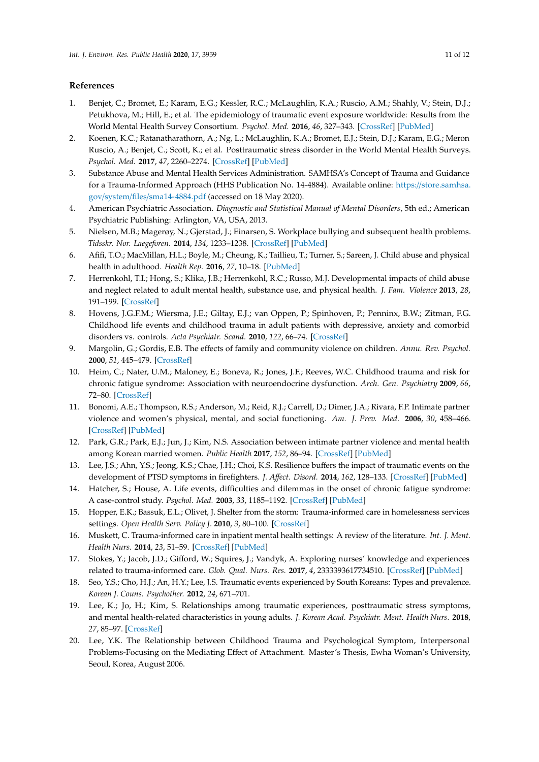## References

1. Benjet, C.; Bromet, E.; Karam, E.G.; Kessler, R.C.; McLaughlin, K.A.; Ruscio, A.M.; Shahly, V.; Stein, D.J.; Petukhova, M.; Hill, E.; et al. The epidemiology of traumatic event exposure worldwide: Results from the World Mental Health Survey Consortium. *Psychol. Med.* **2016**, *46*, 327–343. [CrossRef] [PubMed]
2. Koenen, K.C.; Ratanatharathorn, A.; Ng, L.; McLaughlin, K.A.; Bromet, E.J.; Stein, D.J.; Karam, E.G.; Meron Ruscio, A.; Benjet, C.; Scott, K.; et al. Posttraumatic stress disorder in the World Mental Health Surveys. *Psychol. Med.* **2017**, *47*, 2260–2274. [CrossRef] [PubMed]
3. Substance Abuse and Mental Health Services Administration. SAMHSA's Concept of Trauma and Guidance for a Trauma-Informed Approach (HHS Publication No. 14-4884). Available online: https://store.samhsa.gov/system/files/sma14-4884.pdf (accessed on 18 May 2020).
4. American Psychiatric Association. *Diagnostic and Statistical Manual of Mental Disorders*, 5th ed.; American Psychiatric Publishing: Arlington, VA, USA, 2013.
5. Nielsen, M.B.; Magerøy, N.; Gjerstad, J.; Einarsen, S. Workplace bullying and subsequent health problems. *Tidsskr. Nor. Laegeforen.* **2014**, *134*, 1233–1238. [CrossRef] [PubMed]
6. Afifi, T.O.; MacMillan, H.L.; Boyle, M.; Cheung, K.; Taillieu, T.; Turner, S.; Sareen, J. Child abuse and physical health in adulthood. *Health Rep.* **2016**, *27*, 10–18. [PubMed]
7. Herrenkohl, T.I.; Hong, S.; Klika, J.B.; Herrenkohl, R.C.; Russo, M.J. Developmental impacts of child abuse and neglect related to adult mental health, substance use, and physical health. *J. Fam. Violence* **2013**, *28*, 191–199. [CrossRef]
8. Hovens, J.G.F.M.; Wiersma, J.E.; Giltay, E.J.; van Oppen, P.; Spinhoven, P.; Penninx, B.W.; Zitman, F.G. Childhood life events and childhood trauma in adult patients with depressive, anxiety and comorbid disorders vs. controls. *Acta Psychiatr. Scand.* **2010**, *122*, 66–74. [CrossRef]
9. Margolin, G.; Gordis, E.B. The effects of family and community violence on children. *Annu. Rev. Psychol.* **2000**, *51*, 445–479. [CrossRef]
10. Heim, C.; Nater, U.M.; Maloney, E.; Boneva, R.; Jones, J.F.; Reeves, W.C. Childhood trauma and risk for chronic fatigue syndrome: Association with neuroendocrine dysfunction. *Arch. Gen. Psychiatry* **2009**, *66*, 72–80. [CrossRef]
11. Bonomi, A.E.; Thompson, R.S.; Anderson, M.; Reid, R.J.; Carrell, D.; Dimer, J.A.; Rivara, F.P. Intimate partner violence and women's physical, mental, and social functioning. *Am. J. Prev. Med.* **2006**, *30*, 458–466. [CrossRef] [PubMed]
12. Park, G.R.; Park, E.J.; Jun, J.; Kim, N.S. Association between intimate partner violence and mental health among Korean married women. *Public Health* **2017**, *152*, 86–94. [CrossRef] [PubMed]
13. Lee, J.S.; Ahn, Y.S.; Jeong, K.S.; Chae, J.H.; Choi, K.S. Resilience buffers the impact of traumatic events on the development of PTSD symptoms in firefighters. *J. Affect. Disord.* **2014**, *162*, 128–133. [CrossRef] [PubMed]
14. Hatcher, S.; House, A. Life events, difficulties and dilemmas in the onset of chronic fatigue syndrome: A case-control study. *Psychol. Med.* **2003**, *33*, 1185–1192. [CrossRef] [PubMed]
15. Hopper, E.K.; Bassuk, E.L.; Olivet, J. Shelter from the storm: Trauma-informed care in homelessness services settings. *Open Health Serv. Policy J.* **2010**, *3*, 80–100. [CrossRef]
16. Muskett, C. Trauma-informed care in inpatient mental health settings: A review of the literature. *Int. J. Ment. Health Nurs.* **2014**, *23*, 51–59. [CrossRef] [PubMed]
17. Stokes, Y.; Jacob, J.D.; Gifford, W.; Squires, J.; Vandyk, A. Exploring nurses' knowledge and experiences related to trauma-informed care. *Glob. Qual. Nurs. Res.* **2017**, *4*, 2333393617734510. [CrossRef] [PubMed]
18. Seo, Y.S.; Cho, H.J.; An, H.Y.; Lee, J.S. Traumatic events experienced by South Koreans: Types and prevalence. *Korean J. Couns. Psychother.* **2012**, *24*, 671–701.
19. Lee, K.; Jo, H.; Kim, S. Relationships among traumatic experiences, posttraumatic stress symptoms, and mental health-related characteristics in young adults. *J. Korean Acad. Psychiatr. Ment. Health Nurs.* **2018**, *27*, 85–97. [CrossRef]
20. Lee, Y.K. The Relationship between Childhood Trauma and Psychological Symptom, Interpersonal Problems-Focusing on the Mediating Effect of Attachment. Master's Thesis, Ewha Woman's University, Seoul, Korea, August 2006.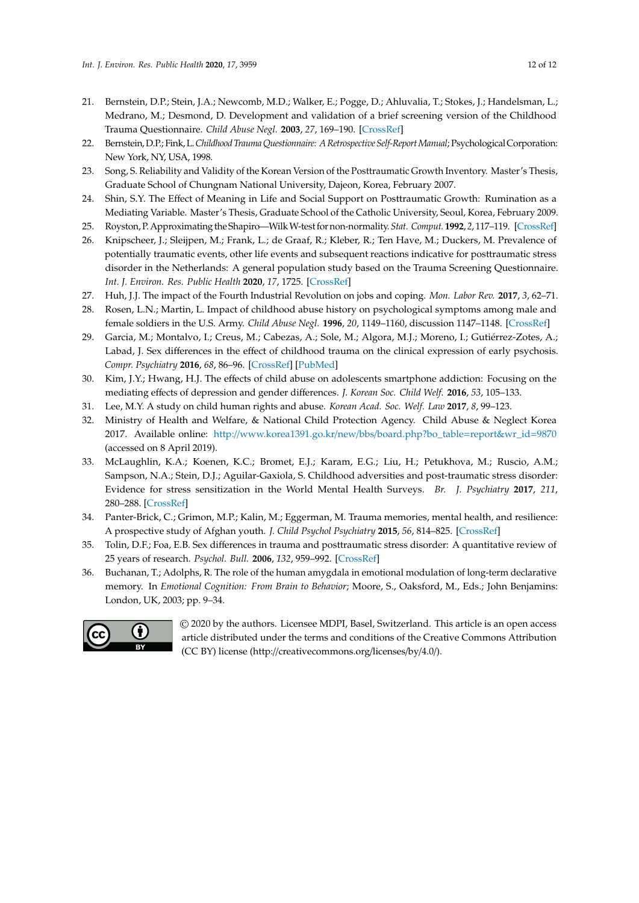21. Bernstein, D.P.; Stein, J.A.; Newcomb, M.D.; Walker, E.; Pogge, D.; Ahluvalia, T.; Stokes, J.; Handelsman, L.; Medrano, M.; Desmond, D. Development and validation of a brief screening version of the Childhood Trauma Questionnaire. *Child Abuse Negl.* **2003**, *27*, 169–190. [CrossRef]
22. Bernstein, D.P.; Fink, L. *Childhood Trauma Questionnaire: A Retrospective Self-Report Manual*; Psychological Corporation: New York, NY, USA, 1998.
23. Song, S. Reliability and Validity of the Korean Version of the Posttraumatic Growth Inventory. Master's Thesis, Graduate School of Chungnam National University, Dajeon, Korea, February 2007.
24. Shin, S.Y. The Effect of Meaning in Life and Social Support on Posttraumatic Growth: Rumination as a Mediating Variable. Master's Thesis, Graduate School of the Catholic University, Seoul, Korea, February 2009.
25. Royston, P. Approximating the Shapiro—Wilk W-test for non-normality. *Stat. Comput.* **1992**, *2*, 117–119. [CrossRef]
26. Knipscheer, J.; Sleijpen, M.; Frank, L.; de Graaf, R.; Kleber, R.; Ten Have, M.; Duckers, M. Prevalence of potentially traumatic events, other life events and subsequent reactions indicative for posttraumatic stress disorder in the Netherlands: A general population study based on the Trauma Screening Questionnaire. *Int. J. Environ. Res. Public Health* **2020**, *17*, 1725. [CrossRef]
27. Huh, J.J. The impact of the Fourth Industrial Revolution on jobs and coping. *Mon. Labor Rev.* **2017**, *3*, 62–71.
28. Rosen, L.N.; Martin, L. Impact of childhood abuse history on psychological symptoms among male and female soldiers in the U.S. Army. *Child Abuse Negl.* **1996**, *20*, 1149–1160, discussion 1147–1148. [CrossRef]
29. Garcia, M.; Montalvo, I.; Creus, M.; Cabezas, A.; Sole, M.; Algora, M.J.; Moreno, I.; Gutiérrez-Zotes, A.; Labad, J. Sex differences in the effect of childhood trauma on the clinical expression of early psychosis. *Compr. Psychiatry* **2016**, *68*, 86–96. [CrossRef] [PubMed]
30. Kim, J.Y.; Hwang, H.J. The effects of child abuse on adolescents smartphone addiction: Focusing on the mediating effects of depression and gender differences. *J. Korean Soc. Child Welf.* **2016**, *53*, 105–133.
31. Lee, M.Y. A study on child human rights and abuse. *Korean Acad. Soc. Welf. Law* **2017**, *8*, 99–123.
32. Ministry of Health and Welfare, & National Child Protection Agency. Child Abuse & Neglect Korea 2017. Available online: http://www.korea1391.go.kr/new/bbs/board.php?bo_table=report&wr_id=9870 (accessed on 8 April 2019).
33. McLaughlin, K.A.; Koenen, K.C.; Bromet, E.J.; Karam, E.G.; Liu, H.; Petukhova, M.; Ruscio, A.M.; Sampson, N.A.; Stein, D.J.; Aguilar-Gaxiola, S. Childhood adversities and post-traumatic stress disorder: Evidence for stress sensitization in the World Mental Health Surveys. *Br. J. Psychiatry* **2017**, *211*, 280–288. [CrossRef]
34. Panter-Brick, C.; Grimon, M.P.; Kalin, M.; Eggerman, M. Trauma memories, mental health, and resilience: A prospective study of Afghan youth. *J. Child Psychol Psychiatry* **2015**, *56*, 814–825. [CrossRef]
35. Tolin, D.F.; Foa, E.B. Sex differences in trauma and posttraumatic stress disorder: A quantitative review of 25 years of research. *Psychol. Bull.* **2006**, *132*, 959–992. [CrossRef]
36. Buchanan, T.; Adolphs, R. The role of the human amygdala in emotional modulation of long-term declarative memory. In *Emotional Cognition: From Brain to Behavior*; Moore, S., Oaksford, M., Eds.; John Benjamins: London, UK, 2003; pp. 9–34.

© 2020 by the authors. Licensee MDPI, Basel, Switzerland. This article is an open access article distributed under the terms and conditions of the Creative Commons Attribution (CC BY) license (http://creativecommons.org/licenses/by/4.0/).